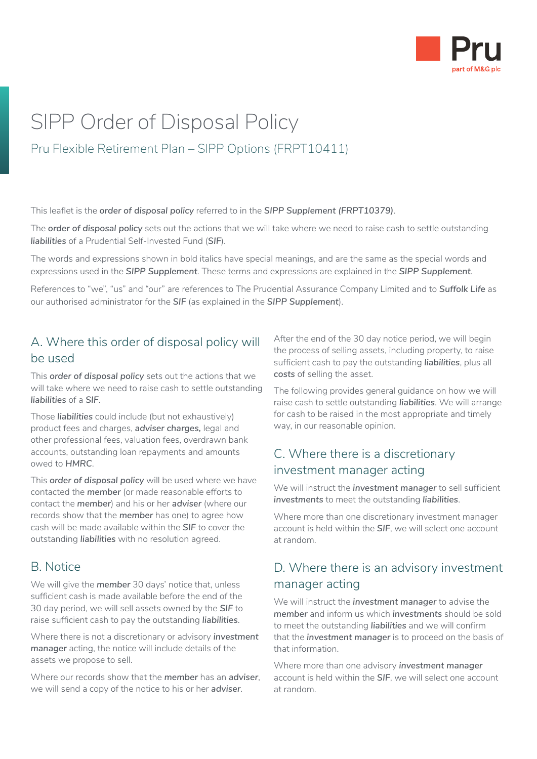# SIPP Order of Disposal Policy

## Pru Flexible Retirement Plan – SIPP Options (FRPT10411)

This leaflet is the ***order of disposal policy*** referred to in the ***SIPP Supplement (FRPT10379)***.

The ***order of disposal policy*** sets out the actions that we will take where we need to raise cash to settle outstanding ***liabilities*** of a Prudential Self-Invested Fund (***SIF***).

The words and expressions shown in bold italics have special meanings, and are the same as the special words and expressions used in the ***SIPP Supplement***. These terms and expressions are explained in the ***SIPP Supplement***.

References to "we", "us" and "our" are references to The Prudential Assurance Company Limited and to ***Suffolk Life*** as our authorised administrator for the ***SIF*** (as explained in the ***SIPP Supplement***).

## A. Where this order of disposal policy will be used

This ***order of disposal policy*** sets out the actions that we will take where we need to raise cash to settle outstanding ***liabilities*** of a ***SIF***.

Those ***liabilities*** could include (but not exhaustively) product fees and charges, ***adviser charges,*** legal and other professional fees, valuation fees, overdrawn bank accounts, outstanding loan repayments and amounts owed to ***HMRC***.

This ***order of disposal policy*** will be used where we have contacted the ***member*** (or made reasonable efforts to contact the ***member***) and his or her ***adviser*** (where our records show that the ***member*** has one) to agree how cash will be made available within the ***SIF*** to cover the outstanding ***liabilities*** with no resolution agreed.

## B. Notice

We will give the ***member*** 30 days' notice that, unless sufficient cash is made available before the end of the 30 day period, we will sell assets owned by the ***SIF*** to raise sufficient cash to pay the outstanding ***liabilities***.

Where there is not a discretionary or advisory ***investment manager*** acting, the notice will include details of the assets we propose to sell.

Where our records show that the ***member*** has an ***adviser***, we will send a copy of the notice to his or her ***adviser***.

After the end of the 30 day notice period, we will begin the process of selling assets, including property, to raise sufficient cash to pay the outstanding ***liabilities***, plus all ***costs*** of selling the asset.

The following provides general guidance on how we will raise cash to settle outstanding ***liabilities***. We will arrange for cash to be raised in the most appropriate and timely way, in our reasonable opinion.

## C. Where there is a discretionary investment manager acting

We will instruct the ***investment manager*** to sell sufficient ***investments*** to meet the outstanding ***liabilities***.

Where more than one discretionary investment manager account is held within the ***SIF***, we will select one account at random.

## D. Where there is an advisory investment manager acting

We will instruct the ***investment manager*** to advise the ***member*** and inform us which ***investments*** should be sold to meet the outstanding ***liabilities*** and we will confirm that the ***investment manager*** is to proceed on the basis of that information.

Where more than one advisory ***investment manager*** account is held within the ***SIF***, we will select one account at random.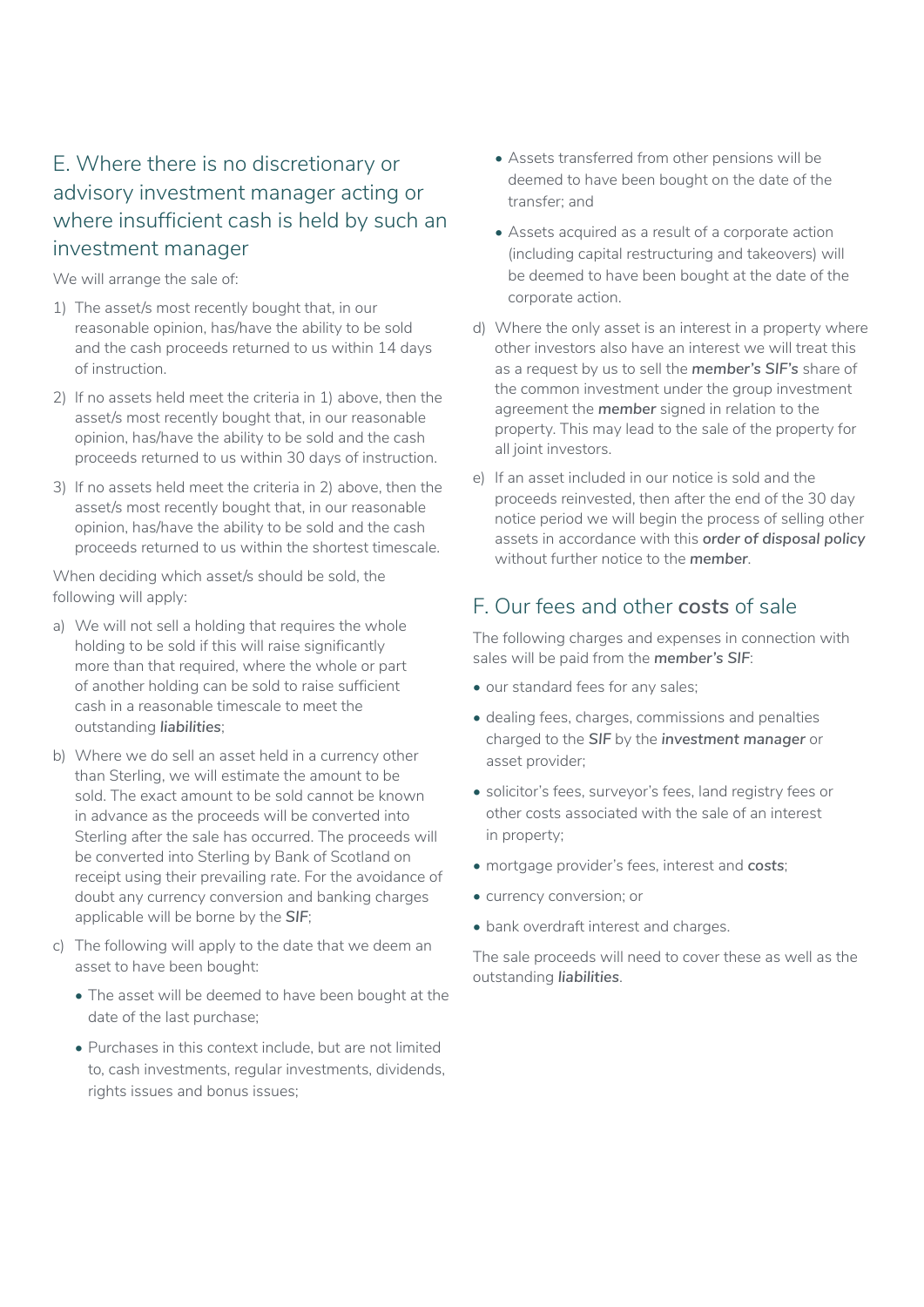## E. Where there is no discretionary or advisory investment manager acting or where insufficient cash is held by such an investment manager

We will arrange the sale of:

1) The asset/s most recently bought that, in our reasonable opinion, has/have the ability to be sold and the cash proceeds returned to us within 14 days of instruction.
2) If no assets held meet the criteria in 1) above, then the asset/s most recently bought that, in our reasonable opinion, has/have the ability to be sold and the cash proceeds returned to us within 30 days of instruction.
3) If no assets held meet the criteria in 2) above, then the asset/s most recently bought that, in our reasonable opinion, has/have the ability to be sold and the cash proceeds returned to us within the shortest timescale.

When deciding which asset/s should be sold, the following will apply:

a) We will not sell a holding that requires the whole holding to be sold if this will raise significantly more than that required, where the whole or part of another holding can be sold to raise sufficient cash in a reasonable timescale to meet the outstanding ***liabilities***;
b) Where we do sell an asset held in a currency other than Sterling, we will estimate the amount to be sold. The exact amount to be sold cannot be known in advance as the proceeds will be converted into Sterling after the sale has occurred. The proceeds will be converted into Sterling by Bank of Scotland on receipt using their prevailing rate. For the avoidance of doubt any currency conversion and banking charges applicable will be borne by the ***SIF***;
c) The following will apply to the date that we deem an asset to have been bought:
   - The asset will be deemed to have been bought at the date of the last purchase;
   - Purchases in this context include, but are not limited to, cash investments, regular investments, dividends, rights issues and bonus issues;
   - Assets transferred from other pensions will be deemed to have been bought on the date of the transfer; and
   - Assets acquired as a result of a corporate action (including capital restructuring and takeovers) will be deemed to have been bought at the date of the corporate action.
d) Where the only asset is an interest in a property where other investors also have an interest we will treat this as a request by us to sell the ***member's SIF's*** share of the common investment under the group investment agreement the ***member*** signed in relation to the property. This may lead to the sale of the property for all joint investors.
e) If an asset included in our notice is sold and the proceeds reinvested, then after the end of the 30 day notice period we will begin the process of selling other assets in accordance with this ***order of disposal policy*** without further notice to the ***member***.

## F. Our fees and other **costs** of sale

The following charges and expenses in connection with sales will be paid from the ***member's SIF***:

- our standard fees for any sales;
- dealing fees, charges, commissions and penalties charged to the ***SIF*** by the ***investment manager*** or asset provider;
- solicitor's fees, surveyor's fees, land registry fees or other costs associated with the sale of an interest in property;
- mortgage provider's fees, interest and **costs**;
- currency conversion; or
- bank overdraft interest and charges.

The sale proceeds will need to cover these as well as the outstanding ***liabilities***.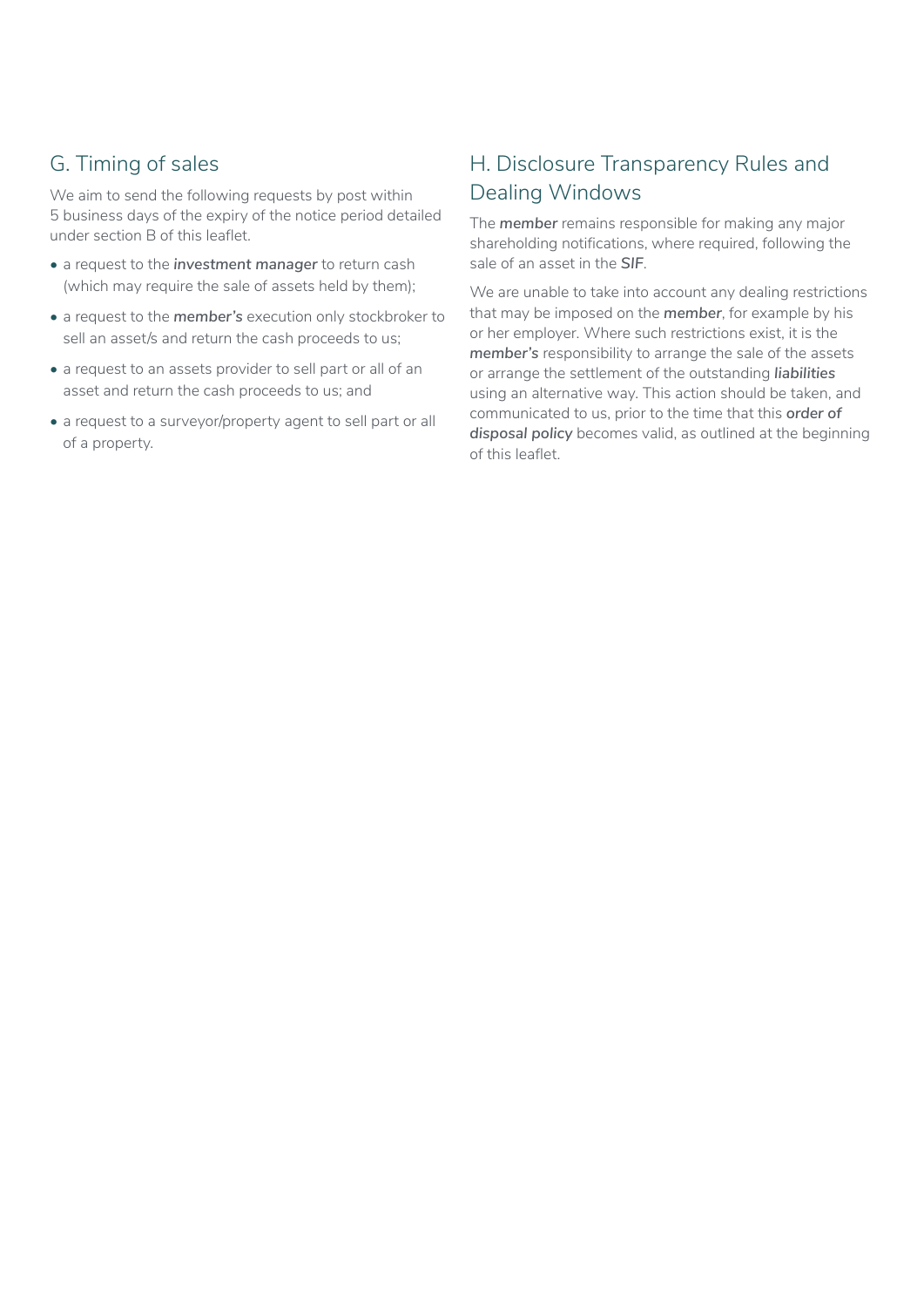## G. Timing of sales

We aim to send the following requests by post within 5 business days of the expiry of the notice period detailed under section B of this leaflet.

- a request to the ***investment manager*** to return cash (which may require the sale of assets held by them);
- a request to the ***member's*** execution only stockbroker to sell an asset/s and return the cash proceeds to us;
- a request to an assets provider to sell part or all of an asset and return the cash proceeds to us; and
- a request to a surveyor/property agent to sell part or all of a property.

## H. Disclosure Transparency Rules and Dealing Windows

The ***member*** remains responsible for making any major shareholding notifications, where required, following the sale of an asset in the ***SIF***.

We are unable to take into account any dealing restrictions that may be imposed on the ***member***, for example by his or her employer. Where such restrictions exist, it is the ***member's*** responsibility to arrange the sale of the assets or arrange the settlement of the outstanding ***liabilities*** using an alternative way. This action should be taken, and communicated to us, prior to the time that this ***order of disposal policy*** becomes valid, as outlined at the beginning of this leaflet.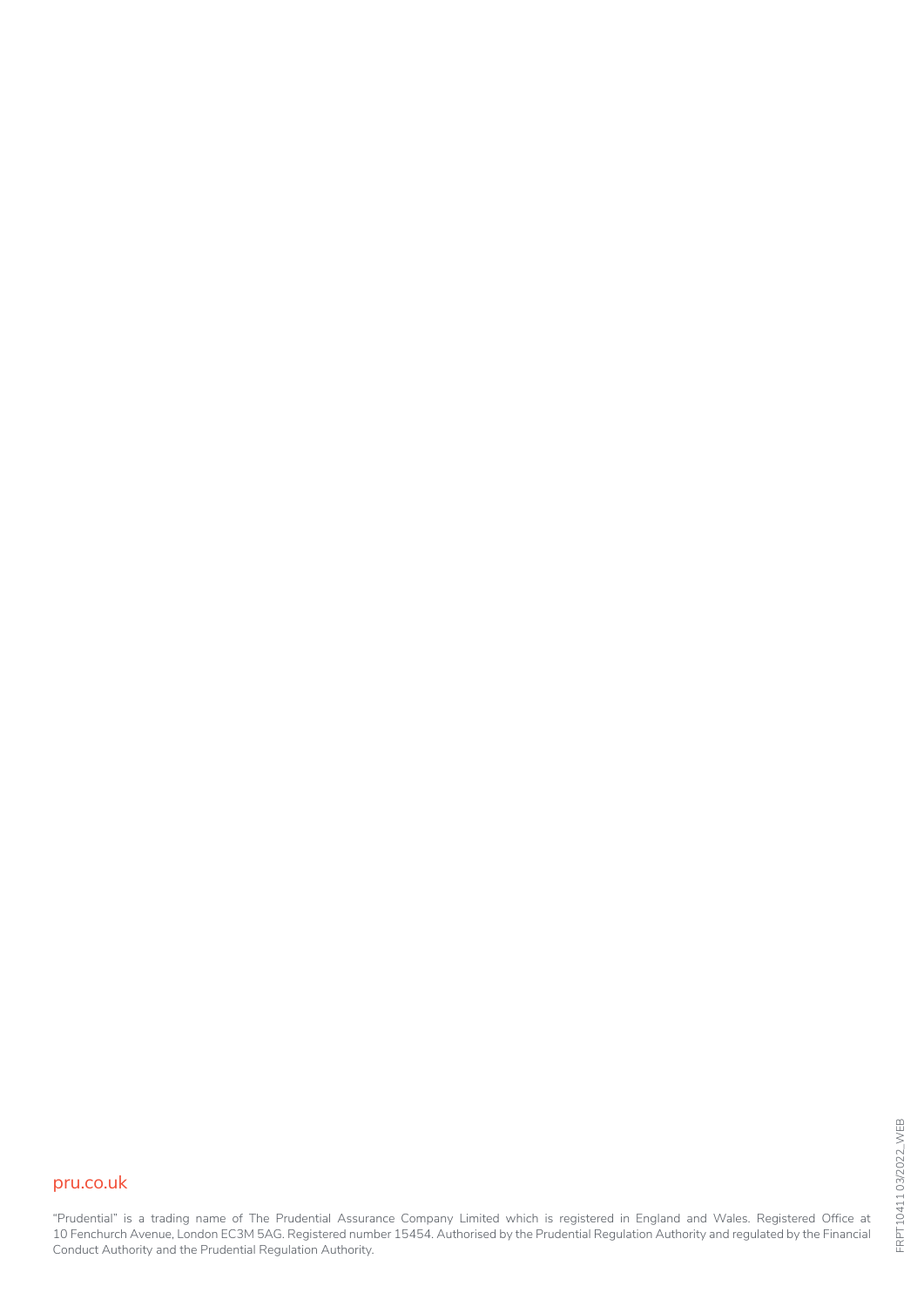pru.co.uk

"Prudential" is a trading name of The Prudential Assurance Company Limited which is registered in England and Wales. Registered Office at 10 Fenchurch Avenue, London EC3M 5AG. Registered number 15454. Authorised by the Prudential Regulation Authority and regulated by the Financial Conduct Authority and the Prudential Regulation Authority.

FRPT10411 03/2022_WEB